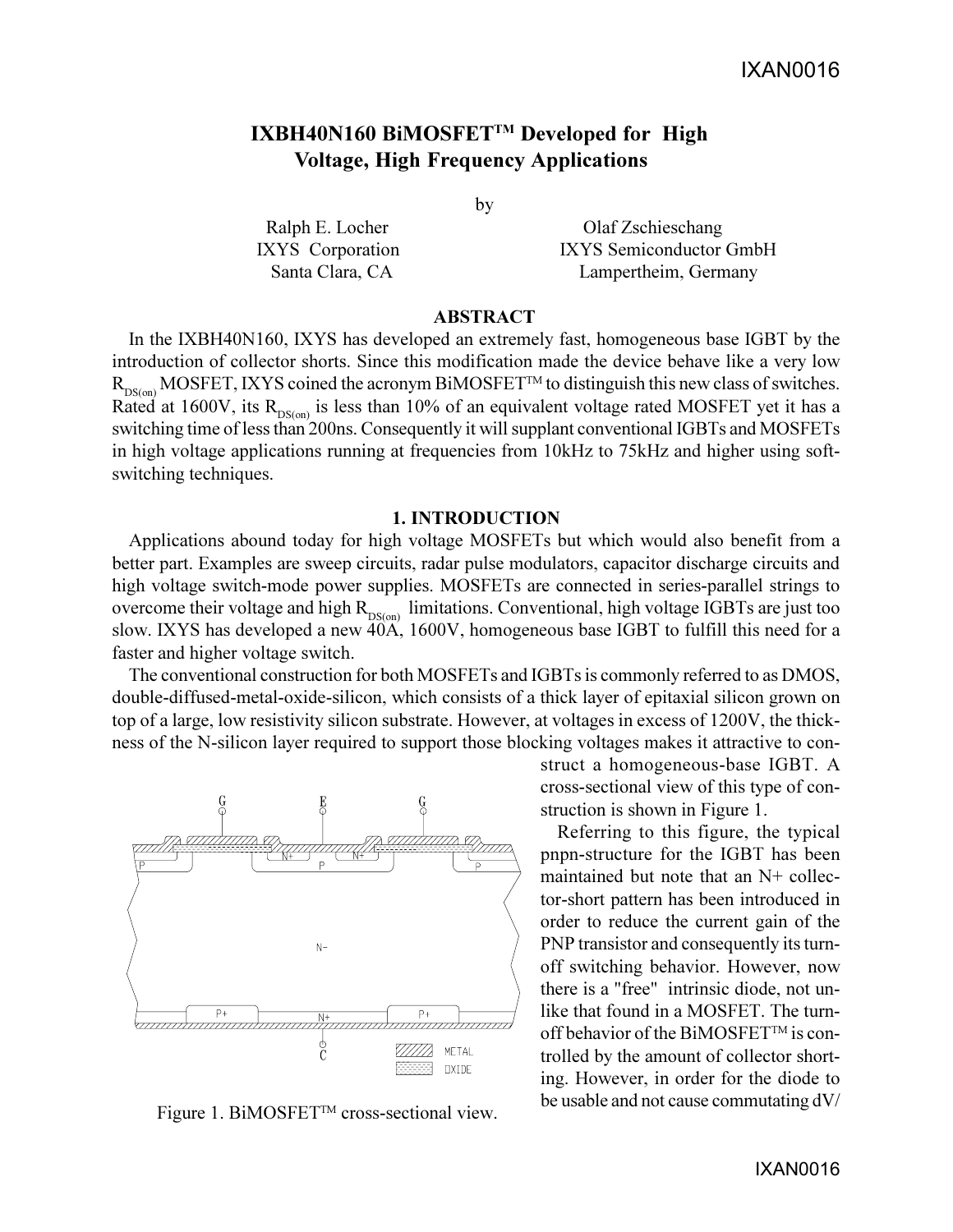# IXBH40N160 BiMOSFET™ Developed for High Voltage, High Frequency Applications

by

Ralph E. Locher
IXYS Corporation
Santa Clara, CA

Olaf Zschieschang
IXYS Semiconductor GmbH
Lampertheim, Germany

### ABSTRACT

In the IXBH40N160, IXYS has developed an extremely fast, homogeneous base IGBT by the introduction of collector shorts. Since this modification made the device behave like a very low $R_{DS(on)}$ MOSFET, IXYS coined the acronym BiMOSFET™ to distinguish this new class of switches. Rated at 1600V, its $R_{DS(on)}$ is less than 10% of an equivalent voltage rated MOSFET yet it has a switching time of less than 200ns. Consequently it will supplant conventional IGBTs and MOSFETs in high voltage applications running at frequencies from 10kHz to 75kHz and higher using soft-switching techniques.

### 1. INTRODUCTION

Applications abound today for high voltage MOSFETs but which would also benefit from a better part. Examples are sweep circuits, radar pulse modulators, capacitor discharge circuits and high voltage switch-mode power supplies. MOSFETs are connected in series-parallel strings to overcome their voltage and high $R_{DS(on)}$ limitations. Conventional, high voltage IGBTs are just too slow. IXYS has developed a new 40A, 1600V, homogeneous base IGBT to fulfill this need for a faster and higher voltage switch.

The conventional construction for both MOSFETs and IGBTs is commonly referred to as DMOS, double-diffused-metal-oxide-silicon, which consists of a thick layer of epitaxial silicon grown on top of a large, low resistivity silicon substrate. However, at voltages in excess of 1200V, the thickness of the N-silicon layer required to support those blocking voltages makes it attractive to construct a homogeneous-base IGBT. A cross-sectional view of this type of construction is shown in Figure 1.

Figure 1. BiMOSFET™ cross-sectional view.

Referring to this figure, the typical pnpn-structure for the IGBT has been maintained but note that an N+ collector-short pattern has been introduced in order to reduce the current gain of the PNP transistor and consequently its turn-off switching behavior. However, now there is a "free" intrinsic diode, not unlike that found in a MOSFET. The turn-off behavior of the BiMOSFET™ is controlled by the amount of collector shorting. However, in order for the diode to be usable and not cause commutating dV/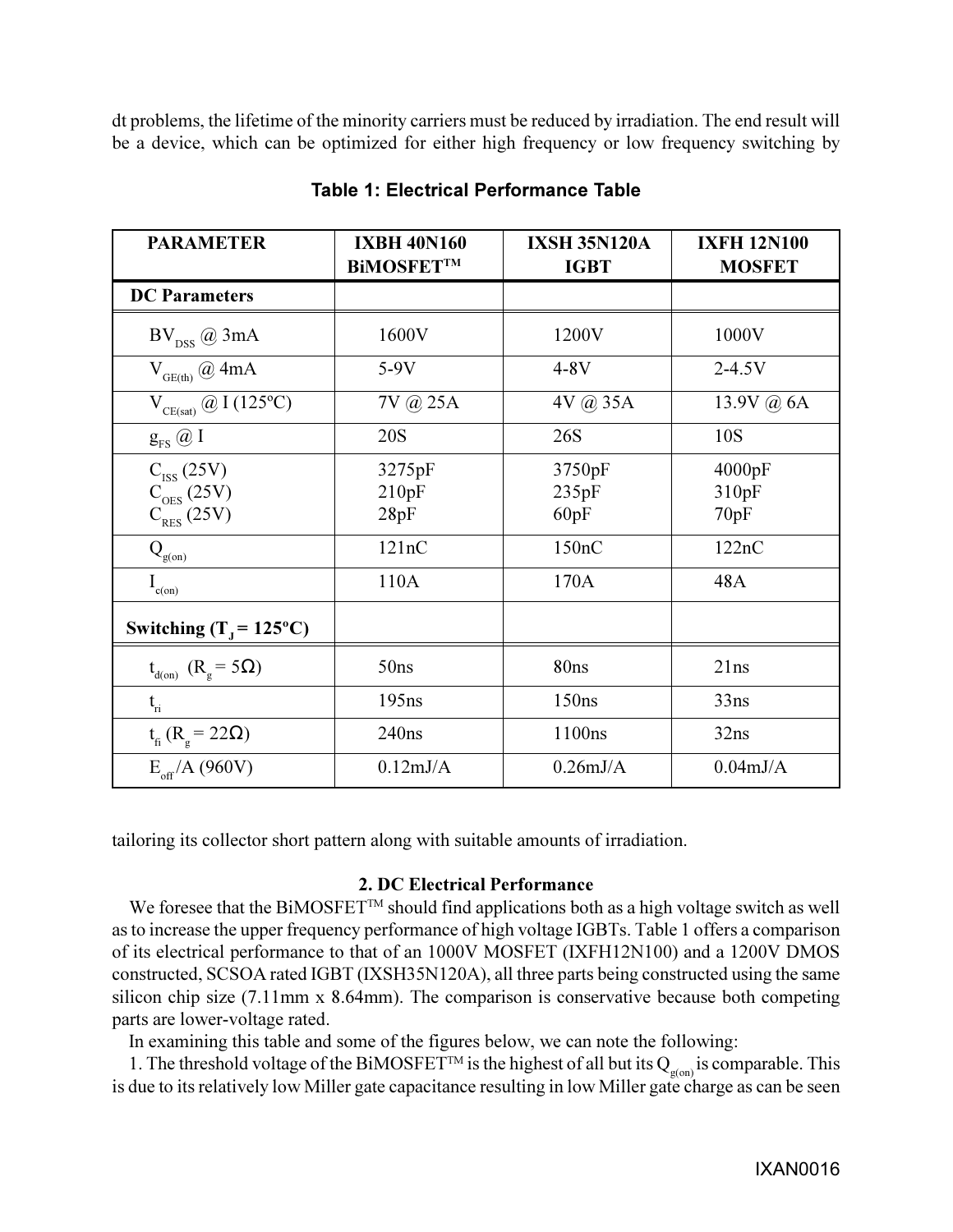dt problems, the lifetime of the minority carriers must be reduced by irradiation. The end result will be a device, which can be optimized for either high frequency or low frequency switching by

**Table 1: Electrical Performance Table**

| PARAMETER | IXBH 40N160 BiMOSFET™ | IXSH 35N120A IGBT | IXFH 12N100 MOSFET |
|---|---|---|---|
| **DC Parameters** | | | |
| $BV_{DSS}$ @ 3mA | 1600V | 1200V | 1000V |
| $V_{GE(th)}$ @ 4mA | 5-9V | 4-8V | 2-4.5V |
| $V_{CE(sat)}$ @ I (125ºC) | 7V @ 25A | 4V @ 35A | 13.9V @ 6A |
| $g_{FS}$ @ I | 20S | 26S | 10S |
| $C_{ISS}$ (25V)<br>$C_{OES}$ (25V)<br>$C_{RES}$ (25V) | 3275pF<br>210pF<br>28pF | 3750pF<br>235pF<br>60pF | 4000pF<br>310pF<br>70pF |
| $Q_{g(on)}$ | 121nC | 150nC | 122nC |
| $I_{c(on)}$ | 110A | 170A | 48A |
| **Switching ($T_J$ = 125ºC)** | | | |
| $t_{d(on)}$ ($R_g = 5\Omega$) | 50ns | 80ns | 21ns |
| $t_{ri}$ | 195ns | 150ns | 33ns |
| $t_{fi}$ ($R_g = 22\Omega$) | 240ns | 1100ns | 32ns |
| $E_{off}$/A (960V) | 0.12mJ/A | 0.26mJ/A | 0.04mJ/A |

tailoring its collector short pattern along with suitable amounts of irradiation.

## 2. DC Electrical Performance

We foresee that the BiMOSFET™ should find applications both as a high voltage switch as well as to increase the upper frequency performance of high voltage IGBTs. Table 1 offers a comparison of its electrical performance to that of an 1000V MOSFET (IXFH12N100) and a 1200V DMOS constructed, SCSOA rated IGBT (IXSH35N120A), all three parts being constructed using the same silicon chip size (7.11mm x 8.64mm). The comparison is conservative because both competing parts are lower-voltage rated.

In examining this table and some of the figures below, we can note the following:

1. The threshold voltage of the BiMOSFET™ is the highest of all but its $Q_{g(on)}$ is comparable. This is due to its relatively low Miller gate capacitance resulting in low Miller gate charge as can be seen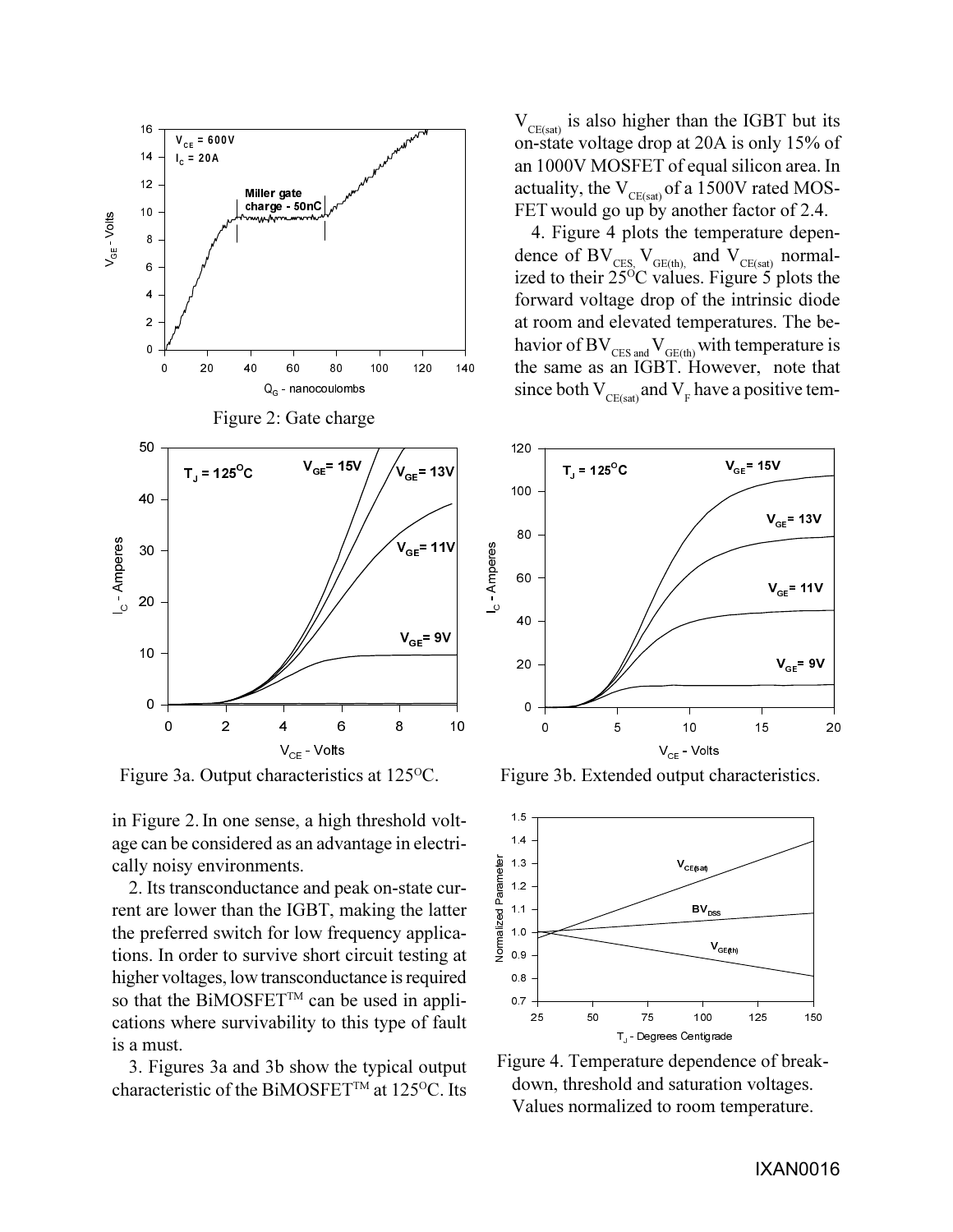Figure 2: Gate charge

Figure 3a. Output characteristics at 125°C.

Figure 3b. Extended output characteristics.

in Figure 2. In one sense, a high threshold voltage can be considered as an advantage in electrically noisy environments.

2. Its transconductance and peak on-state current are lower than the IGBT, making the latter the preferred switch for low frequency applications. In order to survive short circuit testing at higher voltages, low transconductance is required so that the BiMOSFET™ can be used in applications where survivability to this type of fault is a must.

3. Figures 3a and 3b show the typical output characteristic of the BiMOSFET™ at 125°C. Its $V_{CE(sat)}$ is also higher than the IGBT but its on-state voltage drop at 20A is only 15% of an 1000V MOSFET of equal silicon area. In actuality, the $V_{CE(sat)}$ of a 1500V rated MOSFET would go up by another factor of 2.4.

4. Figure 4 plots the temperature dependence of $BV_{CES}$, $V_{GE(th)}$, and $V_{CE(sat)}$ normalized to their 25°C values. Figure 5 plots the forward voltage drop of the intrinsic diode at room and elevated temperatures. The behavior of $BV_{CES}$ and $V_{GE(th)}$ with temperature is the same as an IGBT. However, note that since both $V_{CE(sat)}$ and $V_F$ have a positive tem-

Figure 4. Temperature dependence of breakdown, threshold and saturation voltages. Values normalized to room temperature.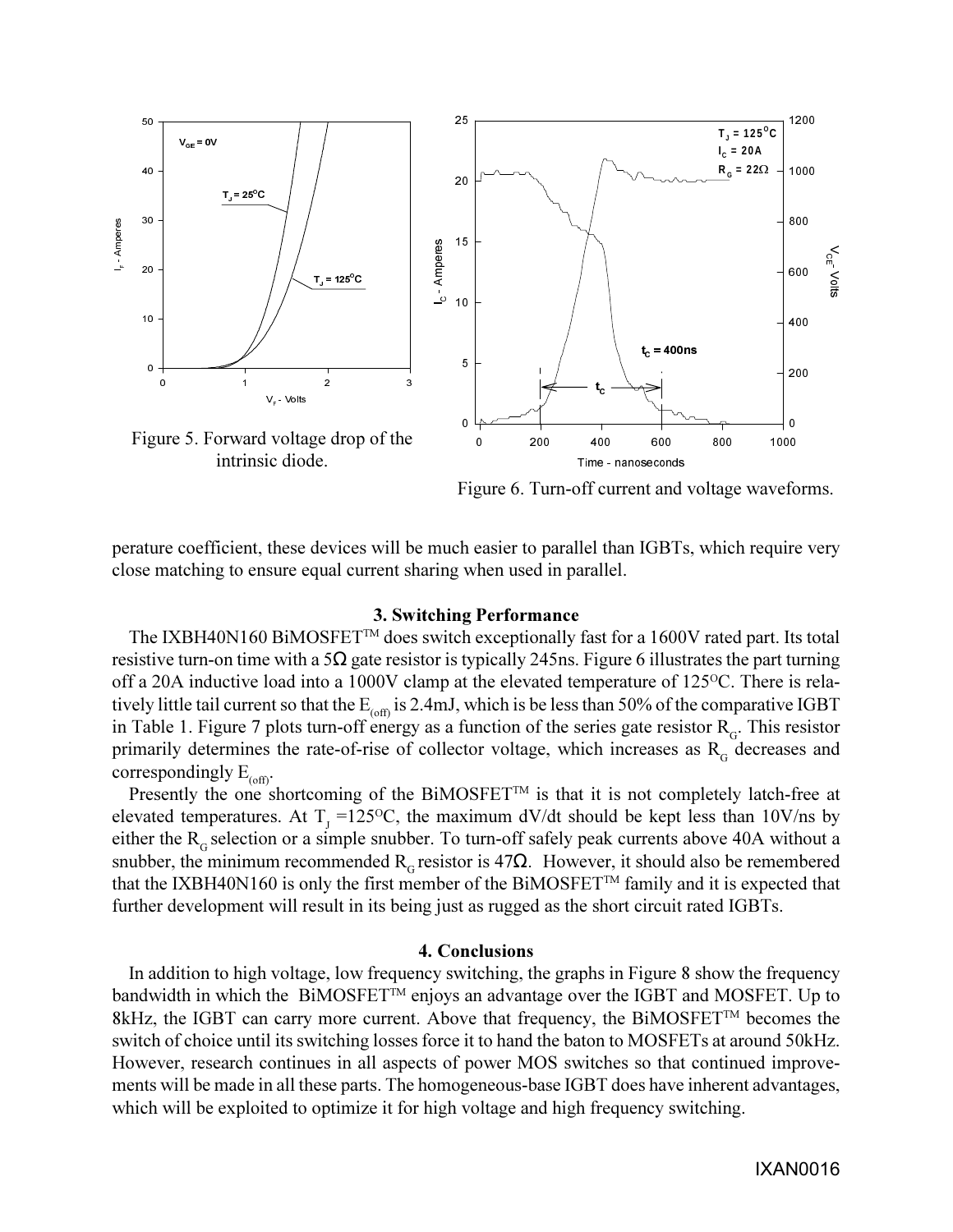Figure 5. Forward voltage drop of the intrinsic diode.

Figure 6. Turn-off current and voltage waveforms.

perature coefficient, these devices will be much easier to parallel than IGBTs, which require very close matching to ensure equal current sharing when used in parallel.

### 3. Switching Performance

The IXBH40N160 BiMOSFET™ does switch exceptionally fast for a 1600V rated part. Its total resistive turn-on time with a 5Ω gate resistor is typically 245ns. Figure 6 illustrates the part turning off a 20A inductive load into a 1000V clamp at the elevated temperature of 125°C. There is relatively little tail current so that the $E_{(off)}$ is 2.4mJ, which is be less than 50% of the comparative IGBT in Table 1. Figure 7 plots turn-off energy as a function of the series gate resistor $R_G$. This resistor primarily determines the rate-of-rise of collector voltage, which increases as $R_G$ decreases and correspondingly $E_{(off)}$.

Presently the one shortcoming of the BiMOSFET™ is that it is not completely latch-free at elevated temperatures. At $T_J$ =125°C, the maximum dV/dt should be kept less than 10V/ns by either the $R_G$ selection or a simple snubber. To turn-off safely peak currents above 40A without a snubber, the minimum recommended $R_G$ resistor is 47Ω. However, it should also be remembered that the IXBH40N160 is only the first member of the BiMOSFET™ family and it is expected that further development will result in its being just as rugged as the short circuit rated IGBTs.

### 4. Conclusions

In addition to high voltage, low frequency switching, the graphs in Figure 8 show the frequency bandwidth in which the BiMOSFET™ enjoys an advantage over the IGBT and MOSFET. Up to 8kHz, the IGBT can carry more current. Above that frequency, the BiMOSFET™ becomes the switch of choice until its switching losses force it to hand the baton to MOSFETs at around 50kHz. However, research continues in all aspects of power MOS switches so that continued improvements will be made in all these parts. The homogeneous-base IGBT does have inherent advantages, which will be exploited to optimize it for high voltage and high frequency switching.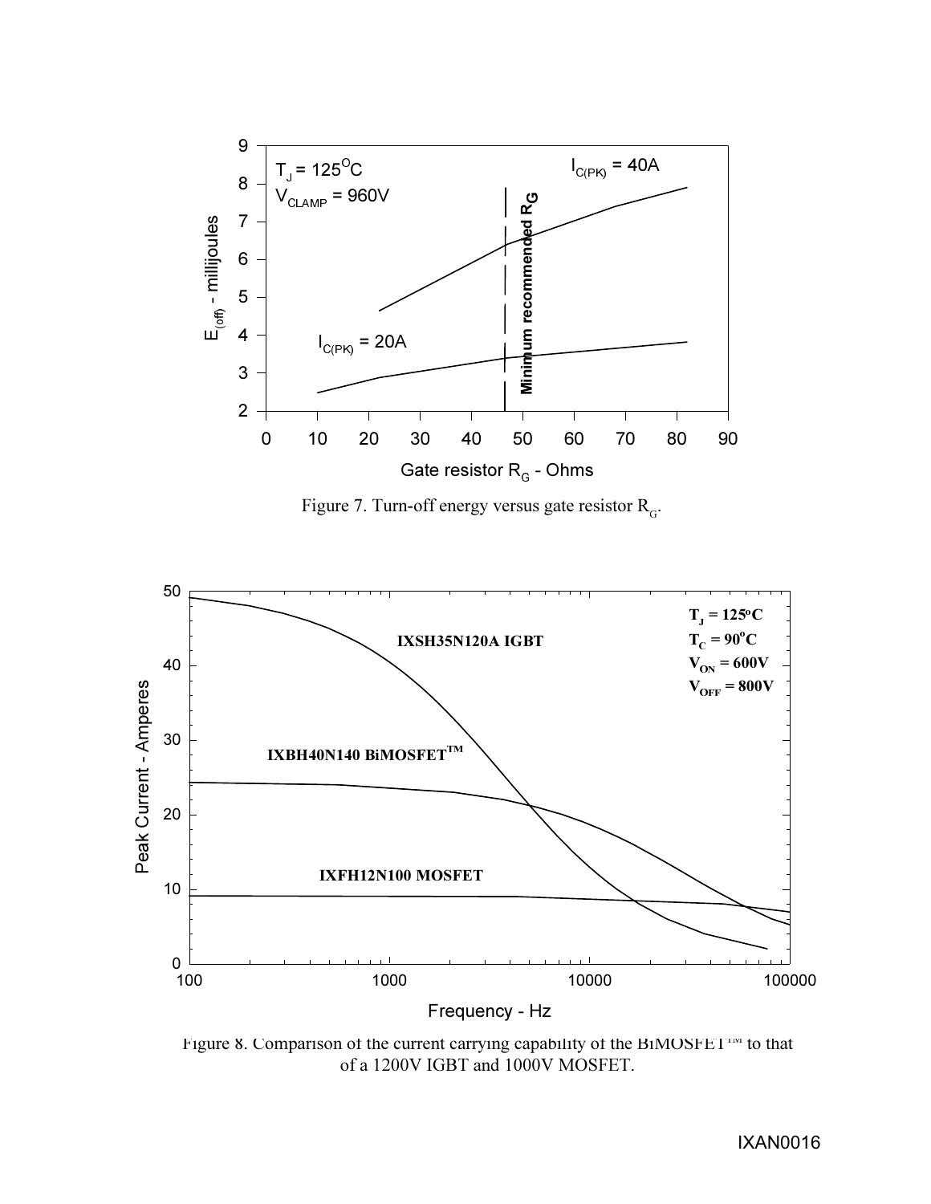9
8
7
6
5
4
3
2

0 10 20 30 40 50 60 70 80 90

$T_J = 125^{O}C$

$V_{CLAMP} = 960V$

$I_{C(PK)} = 40A$

$I_{C(PK)} = 20A$

Minimum recommended $R_G$

$E_{(off)}$ - millijoules

Gate resistor $R_G$ - Ohms

Figure 7. Turn-off energy versus gate resistor $R_G$.

50
40
30
20
10
0

100 1000 10000 100000

$T_J = 125^{o}C$

$T_C = 90^{o}C$

$V_{ON} = 600V$

$V_{OFF} = 800V$

IXSH35N120A IGBT

IXBH40N140 BiMOSFET™

IXFH12N100 MOSFET

Peak Current - Amperes

Frequency - Hz

Figure 8. Comparison of the current carrying capability of the BiMOSFET™ to that of a 1200V IGBT and 1000V MOSFET.

IXAN0016